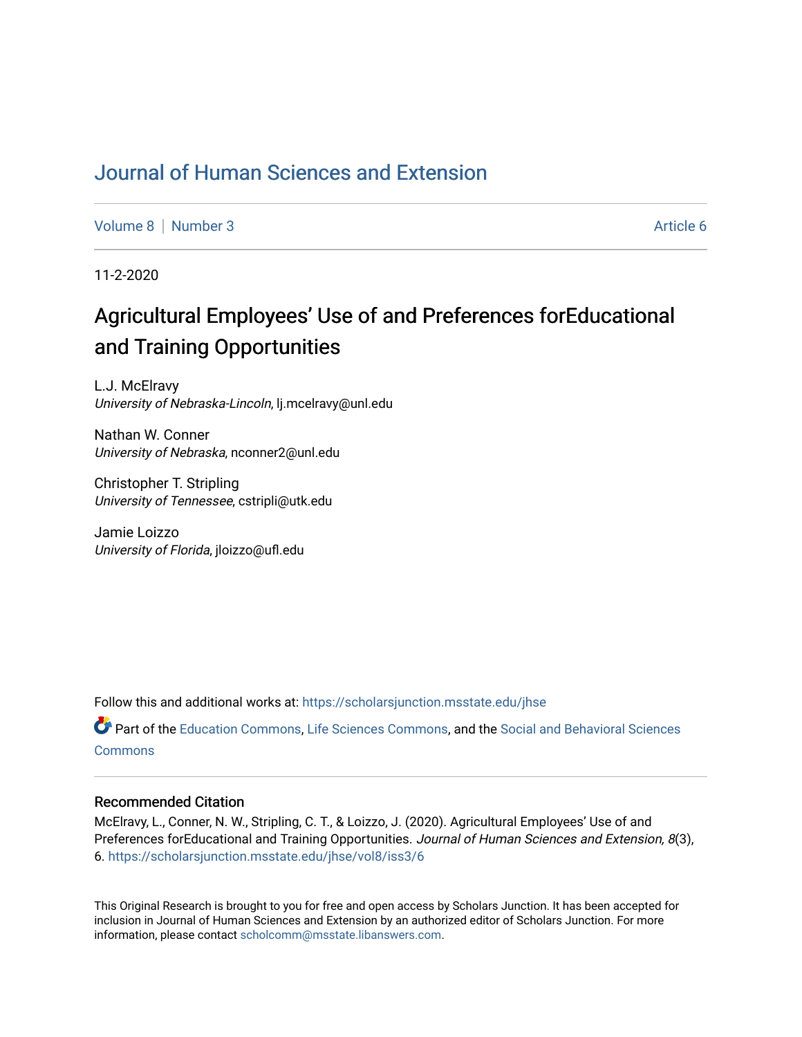# Journal of Human Sciences and Extension

Volume 8 | Number 3 Article 6

11-2-2020

## Agricultural Employees' Use of and Preferences forEducational and Training Opportunities

L.J. McElravy
*University of Nebraska-Lincoln*, lj.mcelravy@unl.edu

Nathan W. Conner
*University of Nebraska*, nconner2@unl.edu

Christopher T. Stripling
*University of Tennessee*, cstripli@utk.edu

Jamie Loizzo
*University of Florida*, jloizzo@ufl.edu

Follow this and additional works at: https://scholarsjunction.msstate.edu/jhse

Part of the Education Commons, Life Sciences Commons, and the Social and Behavioral Sciences Commons

### Recommended Citation

McElravy, L., Conner, N. W., Stripling, C. T., & Loizzo, J. (2020). Agricultural Employees' Use of and Preferences forEducational and Training Opportunities. *Journal of Human Sciences and Extension, 8*(3), 6. https://scholarsjunction.msstate.edu/jhse/vol8/iss3/6

This Original Research is brought to you for free and open access by Scholars Junction. It has been accepted for inclusion in Journal of Human Sciences and Extension by an authorized editor of Scholars Junction. For more information, please contact scholcomm@msstate.libanswers.com.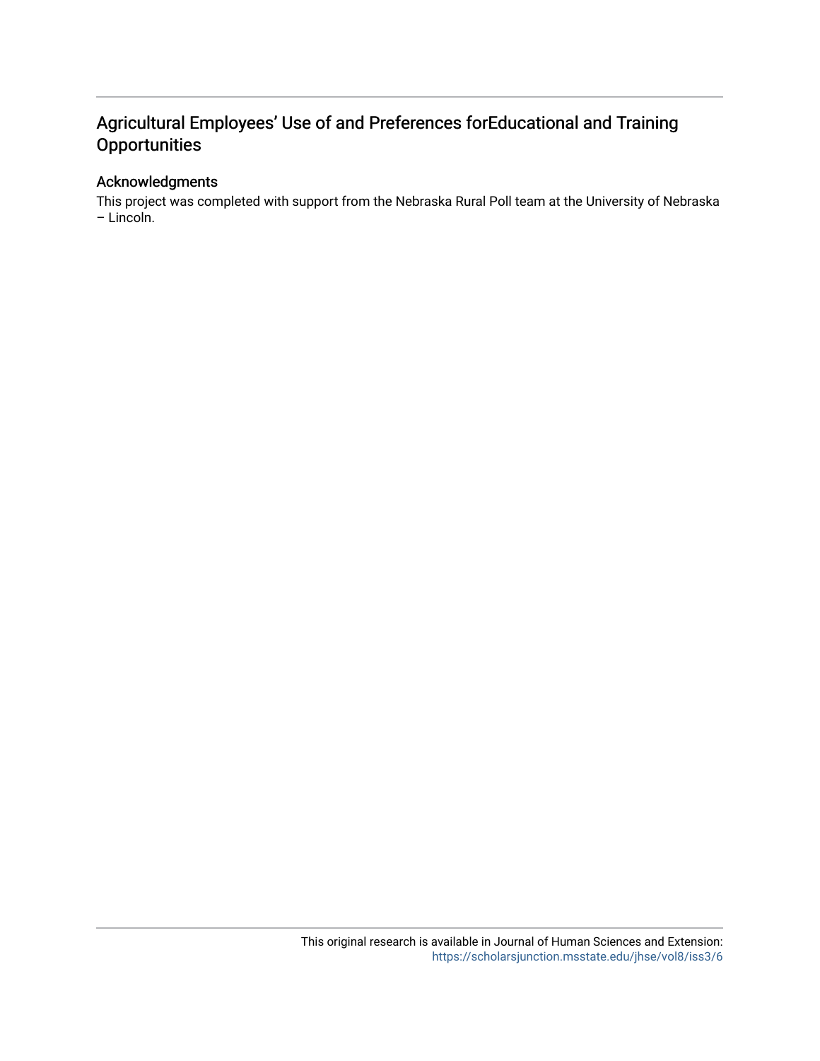# Agricultural Employees' Use of and Preferences forEducational and Training Opportunities

## Acknowledgments

This project was completed with support from the Nebraska Rural Poll team at the University of Nebraska – Lincoln.

This original research is available in Journal of Human Sciences and Extension: https://scholarsjunction.msstate.edu/jhse/vol8/iss3/6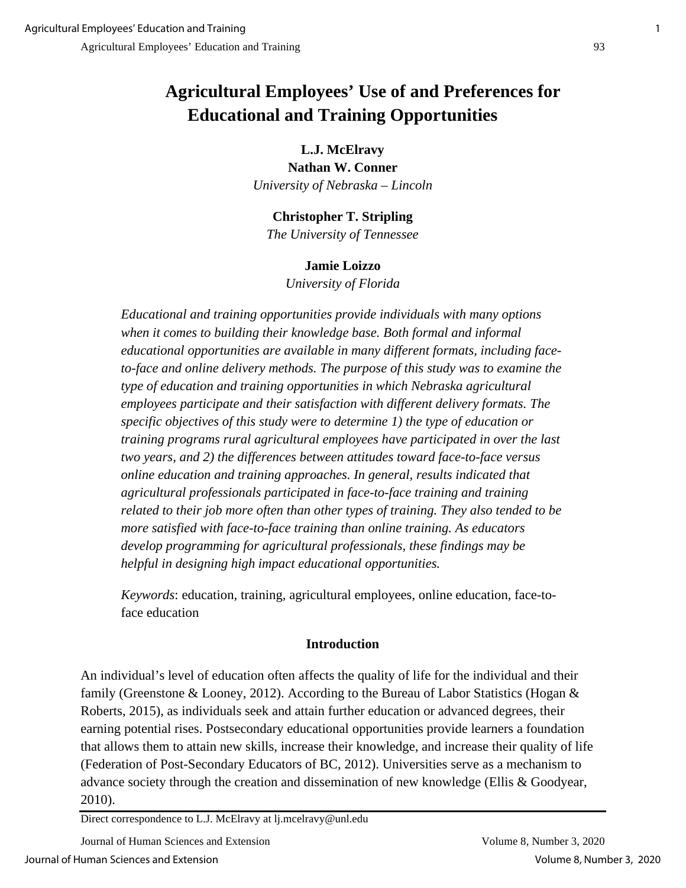# Agricultural Employees' Use of and Preferences for Educational and Training Opportunities

**L.J. McElravy**
**Nathan W. Conner**
*University of Nebraska – Lincoln*

**Christopher T. Stripling**
*The University of Tennessee*

**Jamie Loizzo**
*University of Florida*

*Educational and training opportunities provide individuals with many options when it comes to building their knowledge base. Both formal and informal educational opportunities are available in many different formats, including face-to-face and online delivery methods. The purpose of this study was to examine the type of education and training opportunities in which Nebraska agricultural employees participate and their satisfaction with different delivery formats. The specific objectives of this study were to determine 1) the type of education or training programs rural agricultural employees have participated in over the last two years, and 2) the differences between attitudes toward face-to-face versus online education and training approaches. In general, results indicated that agricultural professionals participated in face-to-face training and training related to their job more often than other types of training. They also tended to be more satisfied with face-to-face training than online training. As educators develop programming for agricultural professionals, these findings may be helpful in designing high impact educational opportunities.*

*Keywords*: education, training, agricultural employees, online education, face-to-face education

## Introduction

An individual's level of education often affects the quality of life for the individual and their family (Greenstone & Looney, 2012). According to the Bureau of Labor Statistics (Hogan & Roberts, 2015), as individuals seek and attain further education or advanced degrees, their earning potential rises. Postsecondary educational opportunities provide learners a foundation that allows them to attain new skills, increase their knowledge, and increase their quality of life (Federation of Post-Secondary Educators of BC, 2012). Universities serve as a mechanism to advance society through the creation and dissemination of new knowledge (Ellis & Goodyear, 2010).

Direct correspondence to L.J. McElravy at lj.mcelravy@unl.edu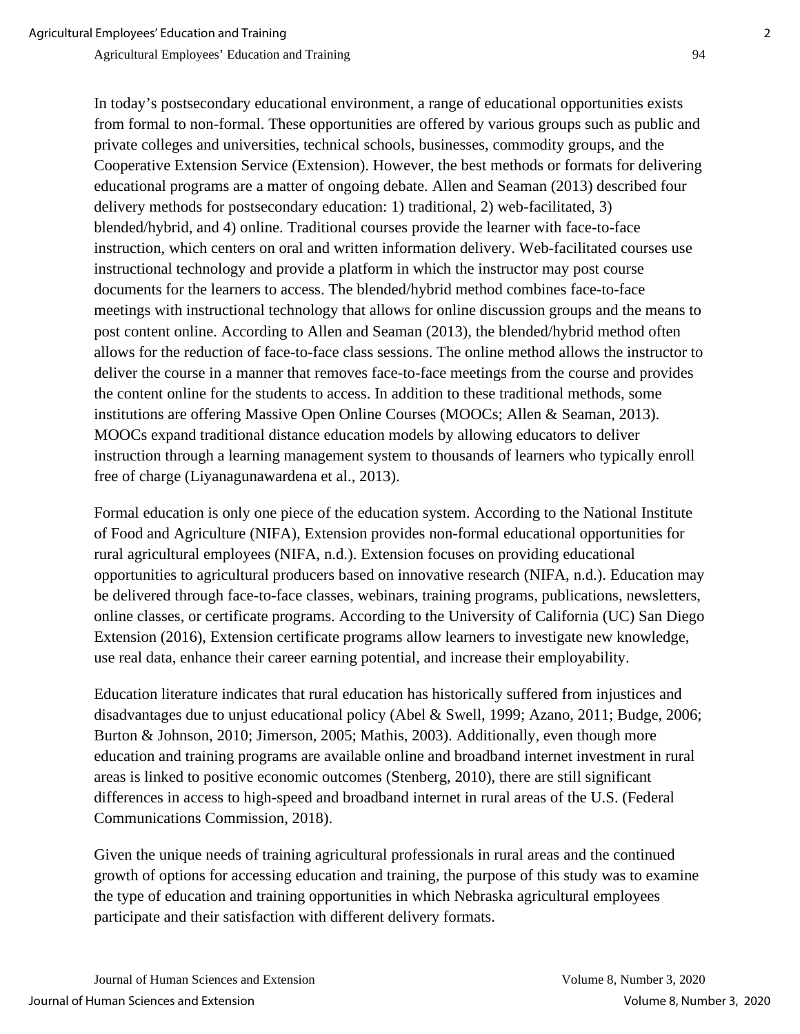In today's postsecondary educational environment, a range of educational opportunities exists from formal to non-formal. These opportunities are offered by various groups such as public and private colleges and universities, technical schools, businesses, commodity groups, and the Cooperative Extension Service (Extension). However, the best methods or formats for delivering educational programs are a matter of ongoing debate. Allen and Seaman (2013) described four delivery methods for postsecondary education: 1) traditional, 2) web-facilitated, 3) blended/hybrid, and 4) online. Traditional courses provide the learner with face-to-face instruction, which centers on oral and written information delivery. Web-facilitated courses use instructional technology and provide a platform in which the instructor may post course documents for the learners to access. The blended/hybrid method combines face-to-face meetings with instructional technology that allows for online discussion groups and the means to post content online. According to Allen and Seaman (2013), the blended/hybrid method often allows for the reduction of face-to-face class sessions. The online method allows the instructor to deliver the course in a manner that removes face-to-face meetings from the course and provides the content online for the students to access. In addition to these traditional methods, some institutions are offering Massive Open Online Courses (MOOCs; Allen & Seaman, 2013). MOOCs expand traditional distance education models by allowing educators to deliver instruction through a learning management system to thousands of learners who typically enroll free of charge (Liyanagunawardena et al., 2013).

Formal education is only one piece of the education system. According to the National Institute of Food and Agriculture (NIFA), Extension provides non-formal educational opportunities for rural agricultural employees (NIFA, n.d.). Extension focuses on providing educational opportunities to agricultural producers based on innovative research (NIFA, n.d.). Education may be delivered through face-to-face classes, webinars, training programs, publications, newsletters, online classes, or certificate programs. According to the University of California (UC) San Diego Extension (2016), Extension certificate programs allow learners to investigate new knowledge, use real data, enhance their career earning potential, and increase their employability.

Education literature indicates that rural education has historically suffered from injustices and disadvantages due to unjust educational policy (Abel & Swell, 1999; Azano, 2011; Budge, 2006; Burton & Johnson, 2010; Jimerson, 2005; Mathis, 2003). Additionally, even though more education and training programs are available online and broadband internet investment in rural areas is linked to positive economic outcomes (Stenberg, 2010), there are still significant differences in access to high-speed and broadband internet in rural areas of the U.S. (Federal Communications Commission, 2018).

Given the unique needs of training agricultural professionals in rural areas and the continued growth of options for accessing education and training, the purpose of this study was to examine the type of education and training opportunities in which Nebraska agricultural employees participate and their satisfaction with different delivery formats.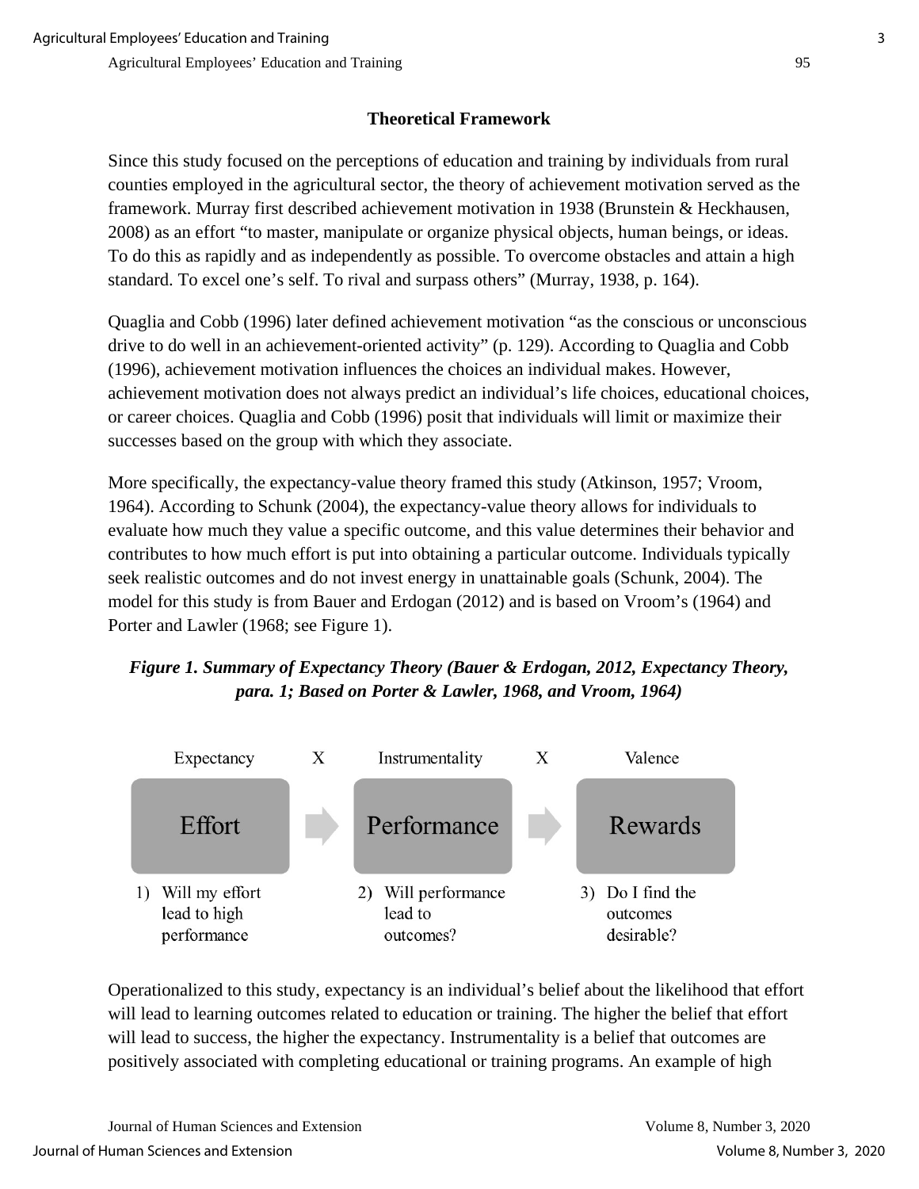## Theoretical Framework

Since this study focused on the perceptions of education and training by individuals from rural counties employed in the agricultural sector, the theory of achievement motivation served as the framework. Murray first described achievement motivation in 1938 (Brunstein & Heckhausen, 2008) as an effort "to master, manipulate or organize physical objects, human beings, or ideas. To do this as rapidly and as independently as possible. To overcome obstacles and attain a high standard. To excel one's self. To rival and surpass others" (Murray, 1938, p. 164).

Quaglia and Cobb (1996) later defined achievement motivation "as the conscious or unconscious drive to do well in an achievement-oriented activity" (p. 129). According to Quaglia and Cobb (1996), achievement motivation influences the choices an individual makes. However, achievement motivation does not always predict an individual's life choices, educational choices, or career choices. Quaglia and Cobb (1996) posit that individuals will limit or maximize their successes based on the group with which they associate.

More specifically, the expectancy-value theory framed this study (Atkinson, 1957; Vroom, 1964). According to Schunk (2004), the expectancy-value theory allows for individuals to evaluate how much they value a specific outcome, and this value determines their behavior and contributes to how much effort is put into obtaining a particular outcome. Individuals typically seek realistic outcomes and do not invest energy in unattainable goals (Schunk, 2004). The model for this study is from Bauer and Erdogan (2012) and is based on Vroom's (1964) and Porter and Lawler (1968; see Figure 1).

***Figure 1. Summary of Expectancy Theory (Bauer & Erdogan, 2012, Expectancy Theory, para. 1; Based on Porter & Lawler, 1968, and Vroom, 1964)***

| Expectancy | X | Instrumentality | X | Valence |
|---|---|---|---|---|
| Effort | → | Performance | → | Rewards |
| 1) Will my effort lead to high performance | | 2) Will performance lead to outcomes? | | 3) Do I find the outcomes desirable? |

Operationalized to this study, expectancy is an individual's belief about the likelihood that effort will lead to learning outcomes related to education or training. The higher the belief that effort will lead to success, the higher the expectancy. Instrumentality is a belief that outcomes are positively associated with completing educational or training programs. An example of high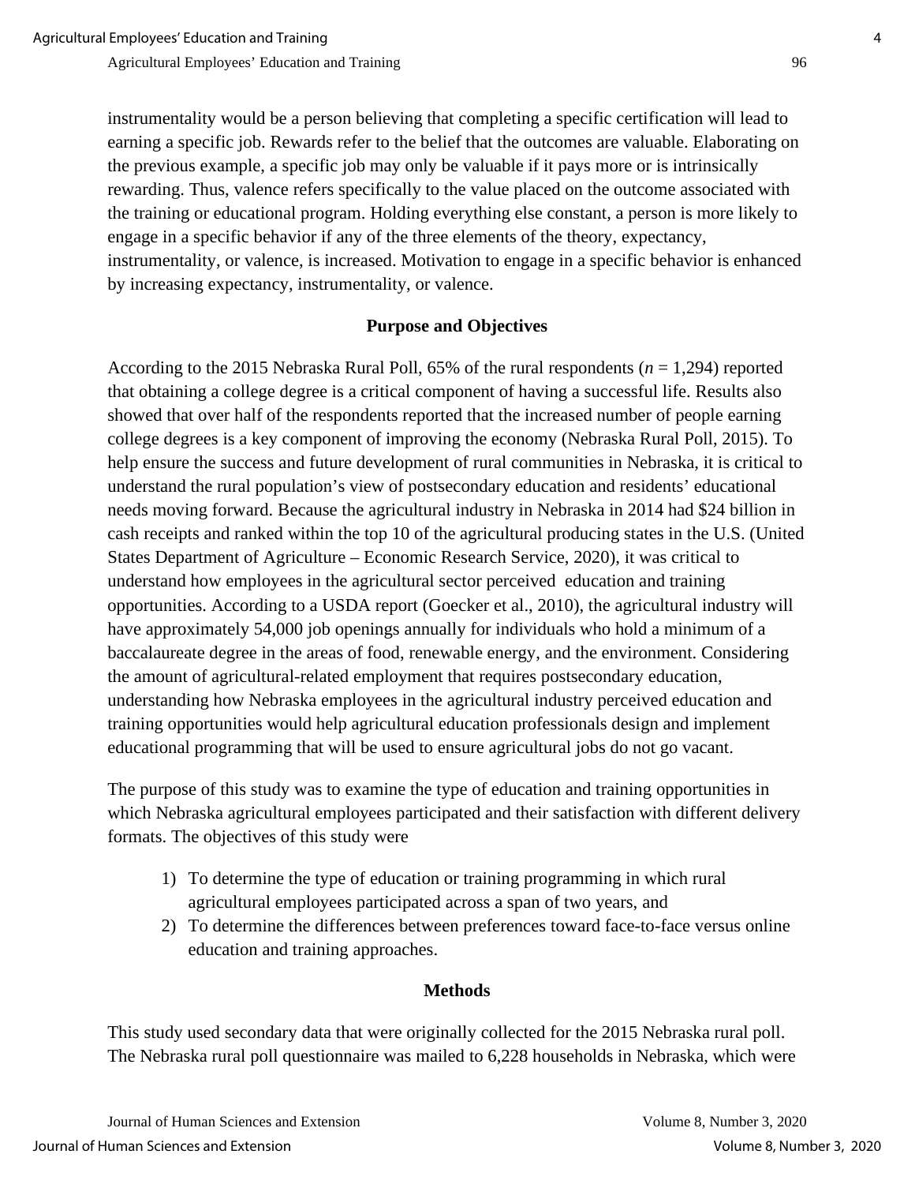instrumentality would be a person believing that completing a specific certification will lead to earning a specific job. Rewards refer to the belief that the outcomes are valuable. Elaborating on the previous example, a specific job may only be valuable if it pays more or is intrinsically rewarding. Thus, valence refers specifically to the value placed on the outcome associated with the training or educational program. Holding everything else constant, a person is more likely to engage in a specific behavior if any of the three elements of the theory, expectancy, instrumentality, or valence, is increased. Motivation to engage in a specific behavior is enhanced by increasing expectancy, instrumentality, or valence.

## Purpose and Objectives

According to the 2015 Nebraska Rural Poll, 65% of the rural respondents ($n$ = 1,294) reported that obtaining a college degree is a critical component of having a successful life. Results also showed that over half of the respondents reported that the increased number of people earning college degrees is a key component of improving the economy (Nebraska Rural Poll, 2015). To help ensure the success and future development of rural communities in Nebraska, it is critical to understand the rural population's view of postsecondary education and residents' educational needs moving forward. Because the agricultural industry in Nebraska in 2014 had $24 billion in cash receipts and ranked within the top 10 of the agricultural producing states in the U.S. (United States Department of Agriculture – Economic Research Service, 2020), it was critical to understand how employees in the agricultural sector perceived education and training opportunities. According to a USDA report (Goecker et al., 2010), the agricultural industry will have approximately 54,000 job openings annually for individuals who hold a minimum of a baccalaureate degree in the areas of food, renewable energy, and the environment. Considering the amount of agricultural-related employment that requires postsecondary education, understanding how Nebraska employees in the agricultural industry perceived education and training opportunities would help agricultural education professionals design and implement educational programming that will be used to ensure agricultural jobs do not go vacant.

The purpose of this study was to examine the type of education and training opportunities in which Nebraska agricultural employees participated and their satisfaction with different delivery formats. The objectives of this study were

1) To determine the type of education or training programming in which rural agricultural employees participated across a span of two years, and
2) To determine the differences between preferences toward face-to-face versus online education and training approaches.

## Methods

This study used secondary data that were originally collected for the 2015 Nebraska rural poll. The Nebraska rural poll questionnaire was mailed to 6,228 households in Nebraska, which were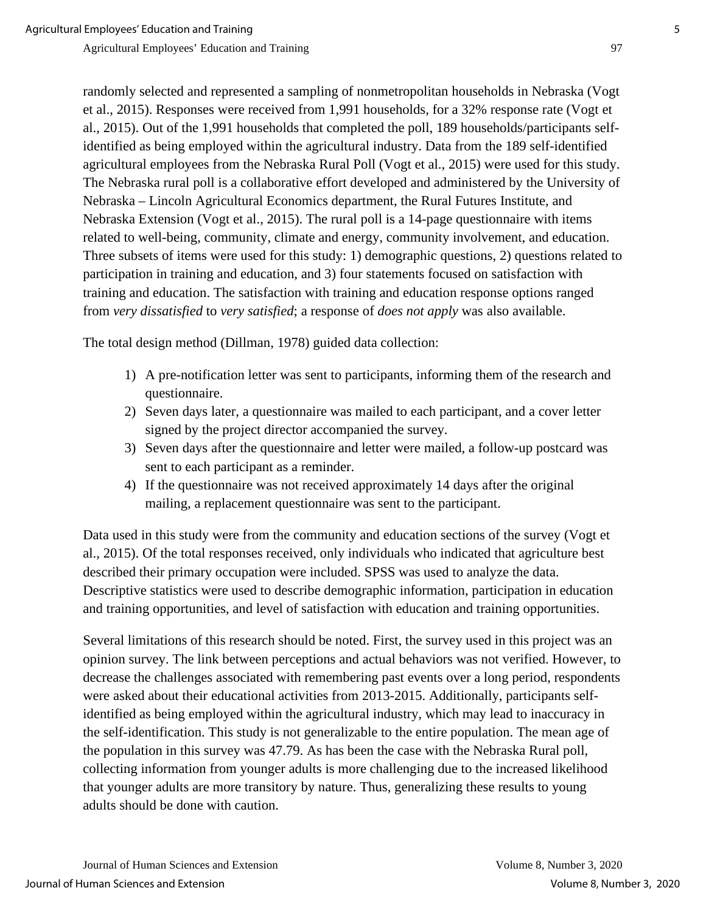randomly selected and represented a sampling of nonmetropolitan households in Nebraska (Vogt et al., 2015). Responses were received from 1,991 households, for a 32% response rate (Vogt et al., 2015). Out of the 1,991 households that completed the poll, 189 households/participants self-identified as being employed within the agricultural industry. Data from the 189 self-identified agricultural employees from the Nebraska Rural Poll (Vogt et al., 2015) were used for this study. The Nebraska rural poll is a collaborative effort developed and administered by the University of Nebraska – Lincoln Agricultural Economics department, the Rural Futures Institute, and Nebraska Extension (Vogt et al., 2015). The rural poll is a 14-page questionnaire with items related to well-being, community, climate and energy, community involvement, and education. Three subsets of items were used for this study: 1) demographic questions, 2) questions related to participation in training and education, and 3) four statements focused on satisfaction with training and education. The satisfaction with training and education response options ranged from *very dissatisfied* to *very satisfied*; a response of *does not apply* was also available.

The total design method (Dillman, 1978) guided data collection:

1) A pre-notification letter was sent to participants, informing them of the research and questionnaire.
2) Seven days later, a questionnaire was mailed to each participant, and a cover letter signed by the project director accompanied the survey.
3) Seven days after the questionnaire and letter were mailed, a follow-up postcard was sent to each participant as a reminder.
4) If the questionnaire was not received approximately 14 days after the original mailing, a replacement questionnaire was sent to the participant.

Data used in this study were from the community and education sections of the survey (Vogt et al., 2015). Of the total responses received, only individuals who indicated that agriculture best described their primary occupation were included. SPSS was used to analyze the data. Descriptive statistics were used to describe demographic information, participation in education and training opportunities, and level of satisfaction with education and training opportunities.

Several limitations of this research should be noted. First, the survey used in this project was an opinion survey. The link between perceptions and actual behaviors was not verified. However, to decrease the challenges associated with remembering past events over a long period, respondents were asked about their educational activities from 2013-2015. Additionally, participants self-identified as being employed within the agricultural industry, which may lead to inaccuracy in the self-identification. This study is not generalizable to the entire population. The mean age of the population in this survey was 47.79. As has been the case with the Nebraska Rural poll, collecting information from younger adults is more challenging due to the increased likelihood that younger adults are more transitory by nature. Thus, generalizing these results to young adults should be done with caution.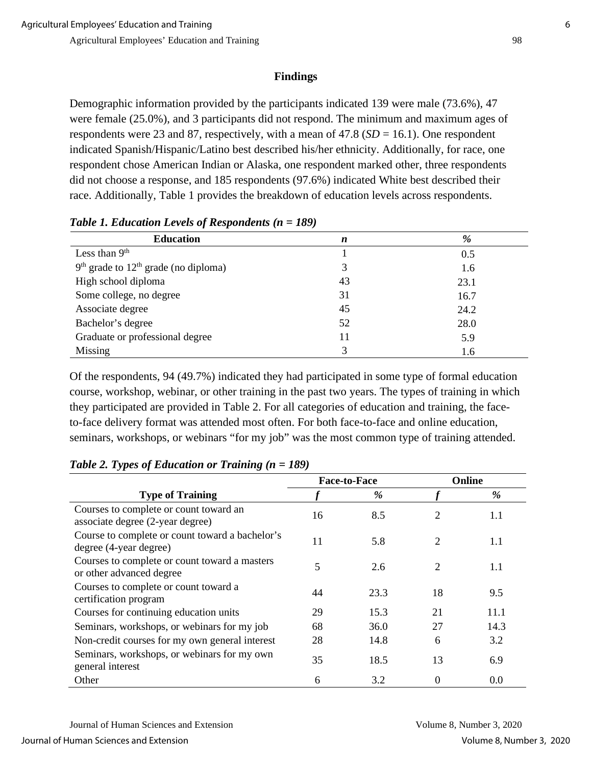## Findings

Demographic information provided by the participants indicated 139 were male (73.6%), 47 were female (25.0%), and 3 participants did not respond. The minimum and maximum ages of respondents were 23 and 87, respectively, with a mean of 47.8 (*SD* = 16.1). One respondent indicated Spanish/Hispanic/Latino best described his/her ethnicity. Additionally, for race, one respondent chose American Indian or Alaska, one respondent marked other, three respondents did not choose a response, and 185 respondents (97.6%) indicated White best described their race. Additionally, Table 1 provides the breakdown of education levels across respondents.

***Table 1. Education Levels of Respondents (n = 189)***

| Education | *n* | % |
|---|---|---|
| Less than 9th | 1 | 0.5 |
| 9th grade to 12th grade (no diploma) | 3 | 1.6 |
| High school diploma | 43 | 23.1 |
| Some college, no degree | 31 | 16.7 |
| Associate degree | 45 | 24.2 |
| Bachelor's degree | 52 | 28.0 |
| Graduate or professional degree | 11 | 5.9 |
| Missing | 3 | 1.6 |

Of the respondents, 94 (49.7%) indicated they had participated in some type of formal education course, workshop, webinar, or other training in the past two years. The types of training in which they participated are provided in Table 2. For all categories of education and training, the face-to-face delivery format was attended most often. For both face-to-face and online education, seminars, workshops, or webinars "for my job" was the most common type of training attended.

***Table 2. Types of Education or Training (n = 189)***

| | Face-to-Face | | Online | |
|---|---|---|---|---|
| Type of Training | *f* | % | *f* | % |
| Courses to complete or count toward an associate degree (2-year degree) | 16 | 8.5 | 2 | 1.1 |
| Course to complete or count toward a bachelor's degree (4-year degree) | 11 | 5.8 | 2 | 1.1 |
| Courses to complete or count toward a masters or other advanced degree | 5 | 2.6 | 2 | 1.1 |
| Courses to complete or count toward a certification program | 44 | 23.3 | 18 | 9.5 |
| Courses for continuing education units | 29 | 15.3 | 21 | 11.1 |
| Seminars, workshops, or webinars for my job | 68 | 36.0 | 27 | 14.3 |
| Non-credit courses for my own general interest | 28 | 14.8 | 6 | 3.2 |
| Seminars, workshops, or webinars for my own general interest | 35 | 18.5 | 13 | 6.9 |
| Other | 6 | 3.2 | 0 | 0.0 |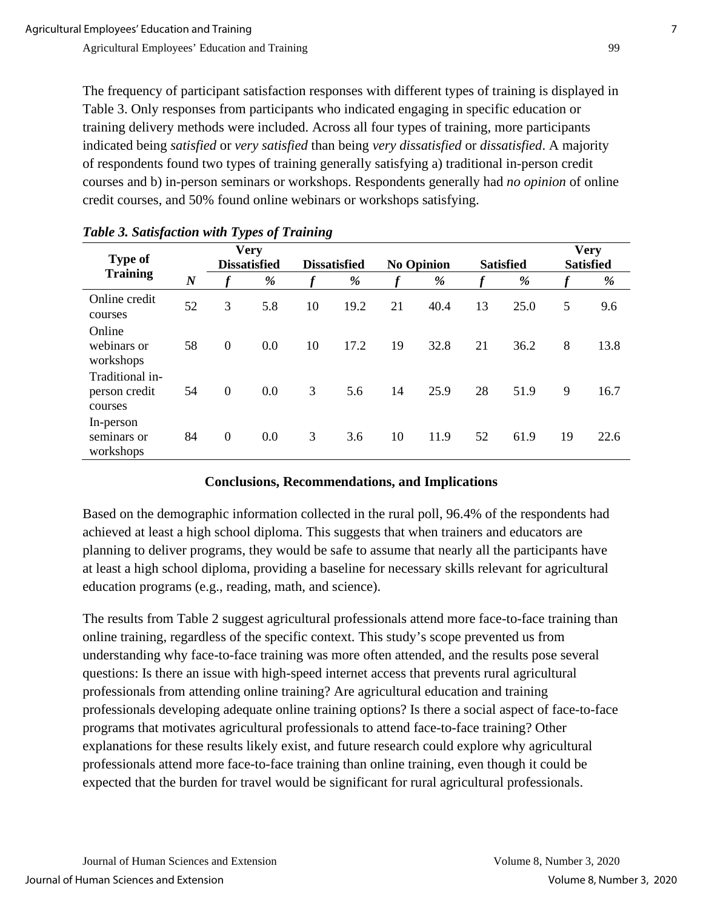The frequency of participant satisfaction responses with different types of training is displayed in Table 3. Only responses from participants who indicated engaging in specific education or training delivery methods were included. Across all four types of training, more participants indicated being *satisfied* or *very satisfied* than being *very dissatisfied* or *dissatisfied*. A majority of respondents found two types of training generally satisfying a) traditional in-person credit courses and b) in-person seminars or workshops. Respondents generally had *no opinion* of online credit courses, and 50% found online webinars or workshops satisfying.

***Table 3. Satisfaction with Types of Training***

| Type of Training | | Very Dissatisfied | | Dissatisfied | | No Opinion | | Satisfied | | Very Satisfied | |
|---|---|---|---|---|---|---|---|---|---|---|---|
| | ***N*** | ***f*** | ***%*** | ***f*** | ***%*** | ***f*** | ***%*** | ***f*** | ***%*** | ***f*** | ***%*** |
| Online credit courses | 52 | 3 | 5.8 | 10 | 19.2 | 21 | 40.4 | 13 | 25.0 | 5 | 9.6 |
| Online webinars or workshops | 58 | 0 | 0.0 | 10 | 17.2 | 19 | 32.8 | 21 | 36.2 | 8 | 13.8 |
| Traditional in-person credit courses | 54 | 0 | 0.0 | 3 | 5.6 | 14 | 25.9 | 28 | 51.9 | 9 | 16.7 |
| In-person seminars or workshops | 84 | 0 | 0.0 | 3 | 3.6 | 10 | 11.9 | 52 | 61.9 | 19 | 22.6 |

## Conclusions, Recommendations, and Implications

Based on the demographic information collected in the rural poll, 96.4% of the respondents had achieved at least a high school diploma. This suggests that when trainers and educators are planning to deliver programs, they would be safe to assume that nearly all the participants have at least a high school diploma, providing a baseline for necessary skills relevant for agricultural education programs (e.g., reading, math, and science).

The results from Table 2 suggest agricultural professionals attend more face-to-face training than online training, regardless of the specific context. This study's scope prevented us from understanding why face-to-face training was more often attended, and the results pose several questions: Is there an issue with high-speed internet access that prevents rural agricultural professionals from attending online training? Are agricultural education and training professionals developing adequate online training options? Is there a social aspect of face-to-face programs that motivates agricultural professionals to attend face-to-face training? Other explanations for these results likely exist, and future research could explore why agricultural professionals attend more face-to-face training than online training, even though it could be expected that the burden for travel would be significant for rural agricultural professionals.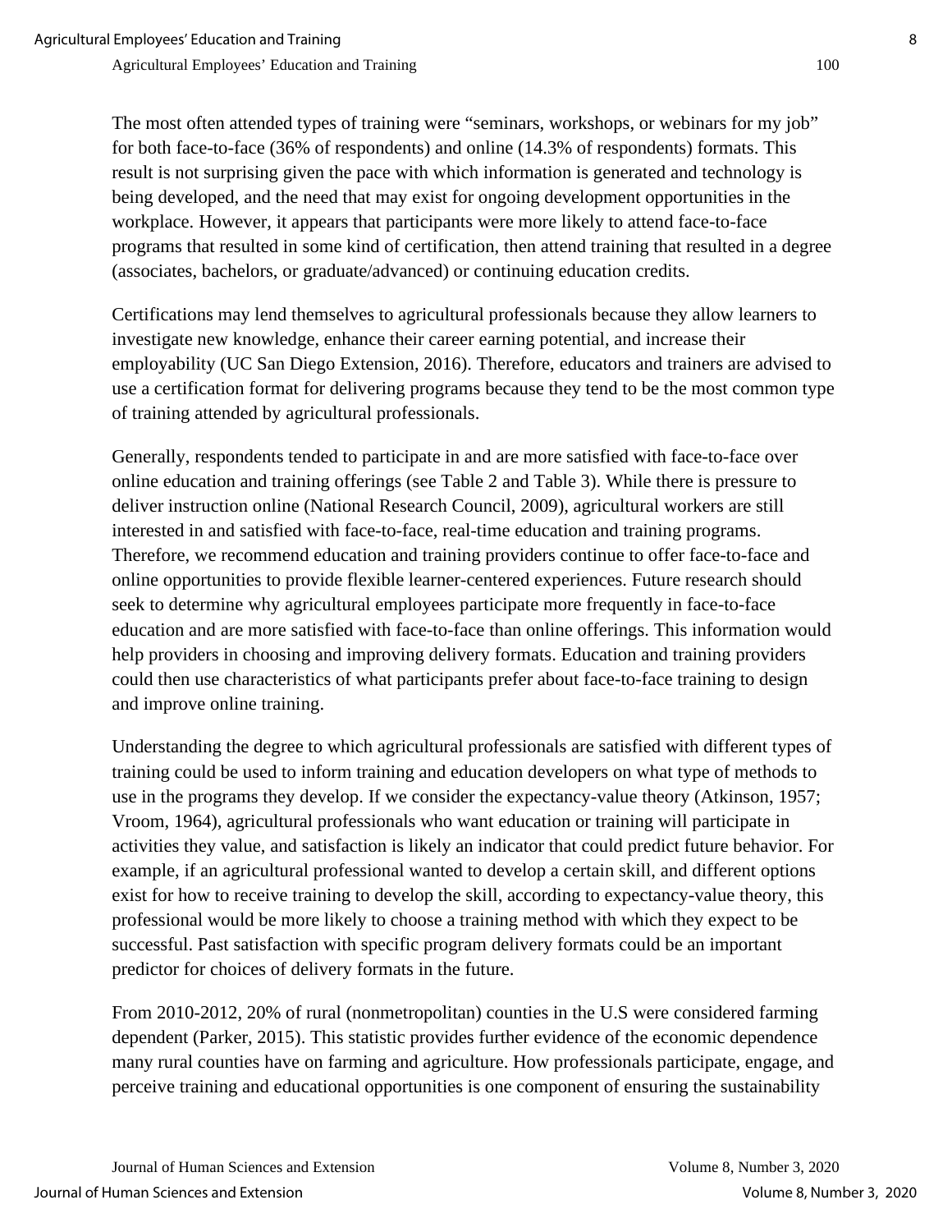The most often attended types of training were “seminars, workshops, or webinars for my job” for both face-to-face (36% of respondents) and online (14.3% of respondents) formats. This result is not surprising given the pace with which information is generated and technology is being developed, and the need that may exist for ongoing development opportunities in the workplace. However, it appears that participants were more likely to attend face-to-face programs that resulted in some kind of certification, then attend training that resulted in a degree (associates, bachelors, or graduate/advanced) or continuing education credits.

Certifications may lend themselves to agricultural professionals because they allow learners to investigate new knowledge, enhance their career earning potential, and increase their employability (UC San Diego Extension, 2016). Therefore, educators and trainers are advised to use a certification format for delivering programs because they tend to be the most common type of training attended by agricultural professionals.

Generally, respondents tended to participate in and are more satisfied with face-to-face over online education and training offerings (see Table 2 and Table 3). While there is pressure to deliver instruction online (National Research Council, 2009), agricultural workers are still interested in and satisfied with face-to-face, real-time education and training programs. Therefore, we recommend education and training providers continue to offer face-to-face and online opportunities to provide flexible learner-centered experiences. Future research should seek to determine why agricultural employees participate more frequently in face-to-face education and are more satisfied with face-to-face than online offerings. This information would help providers in choosing and improving delivery formats. Education and training providers could then use characteristics of what participants prefer about face-to-face training to design and improve online training.

Understanding the degree to which agricultural professionals are satisfied with different types of training could be used to inform training and education developers on what type of methods to use in the programs they develop. If we consider the expectancy-value theory (Atkinson, 1957; Vroom, 1964), agricultural professionals who want education or training will participate in activities they value, and satisfaction is likely an indicator that could predict future behavior. For example, if an agricultural professional wanted to develop a certain skill, and different options exist for how to receive training to develop the skill, according to expectancy-value theory, this professional would be more likely to choose a training method with which they expect to be successful. Past satisfaction with specific program delivery formats could be an important predictor for choices of delivery formats in the future.

From 2010-2012, 20% of rural (nonmetropolitan) counties in the U.S were considered farming dependent (Parker, 2015). This statistic provides further evidence of the economic dependence many rural counties have on farming and agriculture. How professionals participate, engage, and perceive training and educational opportunities is one component of ensuring the sustainability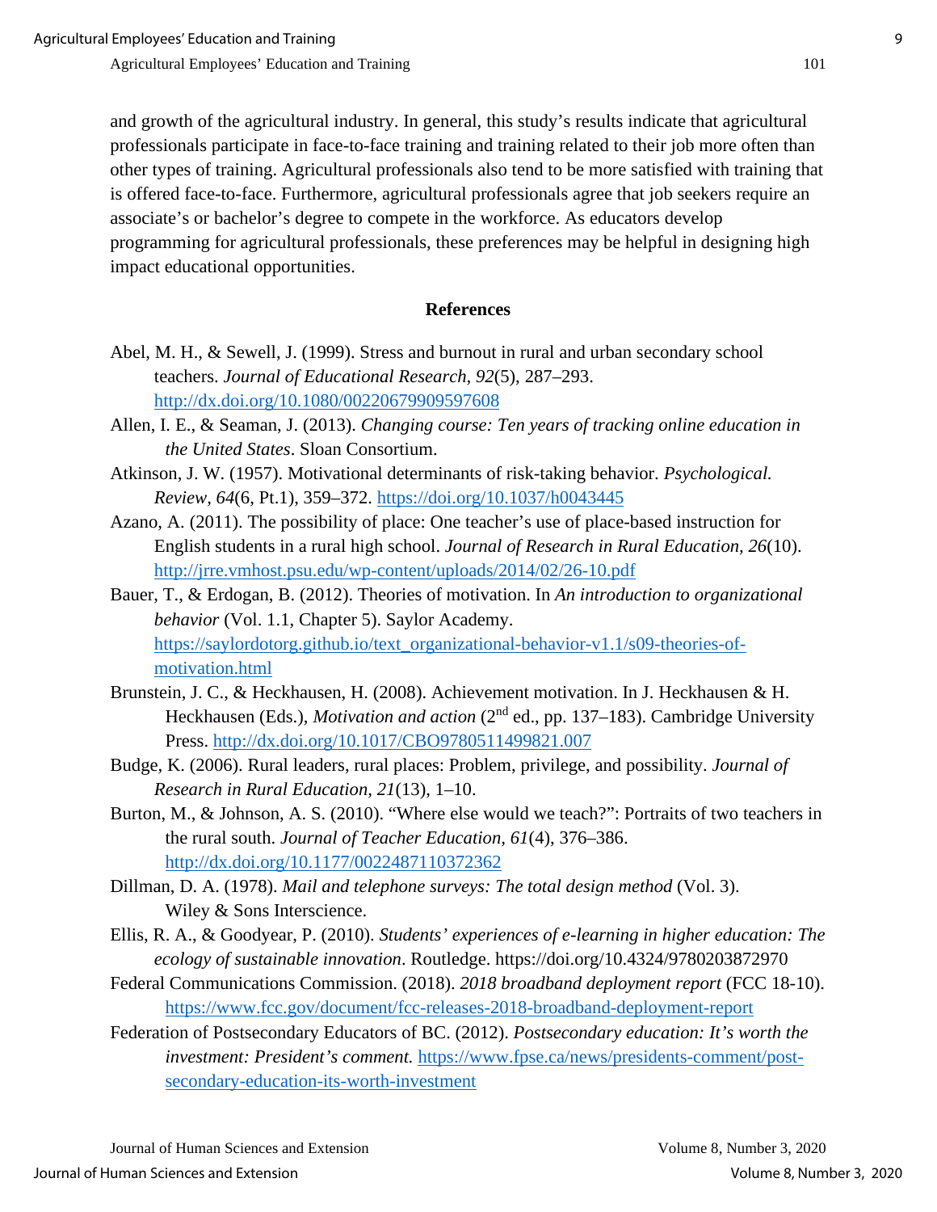and growth of the agricultural industry. In general, this study's results indicate that agricultural professionals participate in face-to-face training and training related to their job more often than other types of training. Agricultural professionals also tend to be more satisfied with training that is offered face-to-face. Furthermore, agricultural professionals agree that job seekers require an associate's or bachelor's degree to compete in the workforce. As educators develop programming for agricultural professionals, these preferences may be helpful in designing high impact educational opportunities.

## References

Abel, M. H., & Sewell, J. (1999). Stress and burnout in rural and urban secondary school teachers. *Journal of Educational Research*, *92*(5), 287–293. http://dx.doi.org/10.1080/00220679909597608

Allen, I. E., & Seaman, J. (2013). *Changing course: Ten years of tracking online education in the United States*. Sloan Consortium.

Atkinson, J. W. (1957). Motivational determinants of risk-taking behavior. *Psychological. Review, 64*(6, Pt.1), 359–372. https://doi.org/10.1037/h0043445

Azano, A. (2011). The possibility of place: One teacher's use of place-based instruction for English students in a rural high school. *Journal of Research in Rural Education, 26*(10). http://jrre.vmhost.psu.edu/wp-content/uploads/2014/02/26-10.pdf

Bauer, T., & Erdogan, B. (2012). Theories of motivation. In *An introduction to organizational behavior* (Vol. 1.1, Chapter 5). Saylor Academy. https://saylordotorg.github.io/text_organizational-behavior-v1.1/s09-theories-of-motivation.html

Brunstein, J. C., & Heckhausen, H. (2008). Achievement motivation. In J. Heckhausen & H. Heckhausen (Eds.), *Motivation and action* (2nd ed., pp. 137–183). Cambridge University Press. http://dx.doi.org/10.1017/CBO9780511499821.007

Budge, K. (2006). Rural leaders, rural places: Problem, privilege, and possibility. *Journal of Research in Rural Education, 21*(13), 1–10.

Burton, M., & Johnson, A. S. (2010). "Where else would we teach?": Portraits of two teachers in the rural south. *Journal of Teacher Education, 61*(4), 376–386. http://dx.doi.org/10.1177/0022487110372362

Dillman, D. A. (1978). *Mail and telephone surveys: The total design method* (Vol. 3). Wiley & Sons Interscience.

Ellis, R. A., & Goodyear, P. (2010). *Students' experiences of e-learning in higher education: The ecology of sustainable innovation*. Routledge. https://doi.org/10.4324/9780203872970

Federal Communications Commission. (2018). *2018 broadband deployment report* (FCC 18-10). https://www.fcc.gov/document/fcc-releases-2018-broadband-deployment-report

Federation of Postsecondary Educators of BC. (2012). *Postsecondary education: It's worth the investment: President's comment.* https://www.fpse.ca/news/presidents-comment/post-secondary-education-its-worth-investment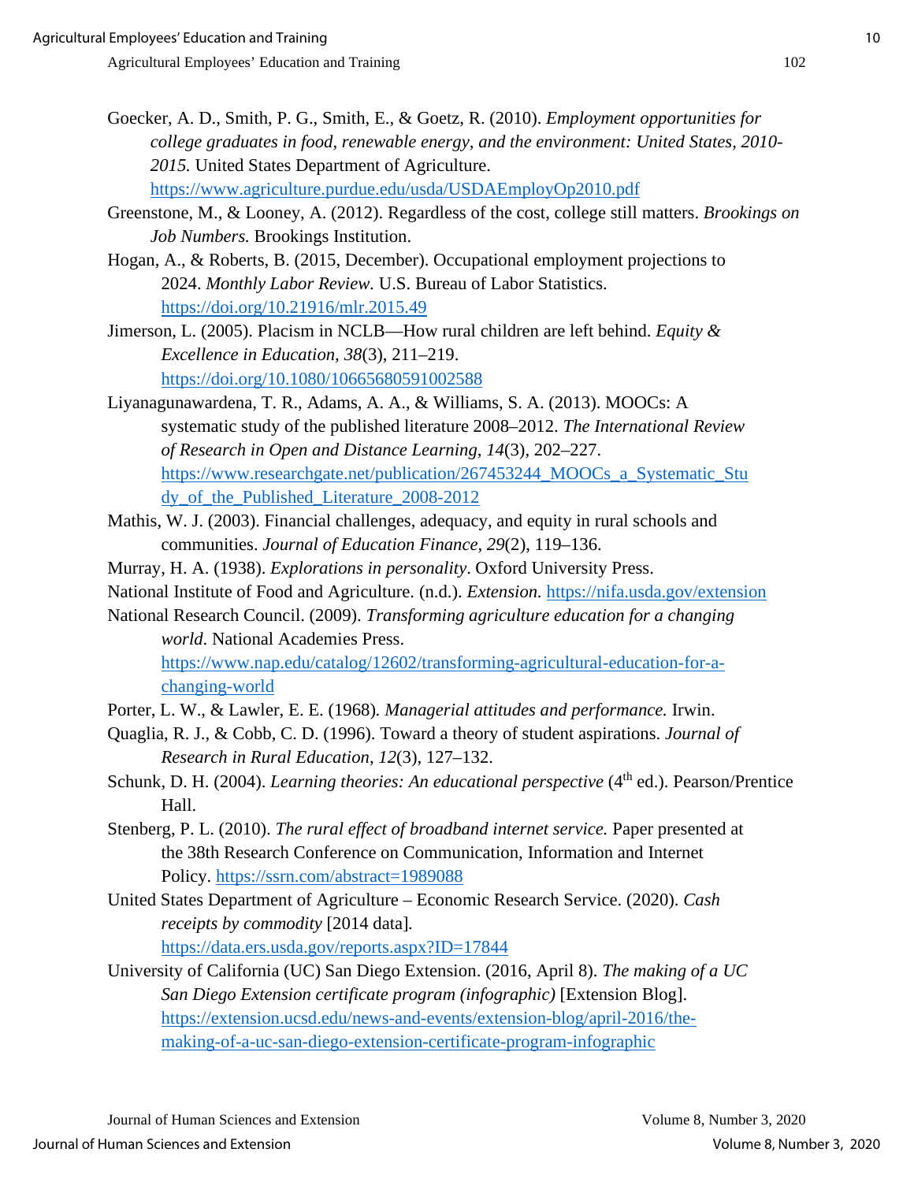Goecker, A. D., Smith, P. G., Smith, E., & Goetz, R. (2010). *Employment opportunities for college graduates in food, renewable energy, and the environment: United States, 2010-2015.* United States Department of Agriculture. https://www.agriculture.purdue.edu/usda/USDAEmployOp2010.pdf

Greenstone, M., & Looney, A. (2012). Regardless of the cost, college still matters. *Brookings on Job Numbers.* Brookings Institution.

Hogan, A., & Roberts, B. (2015, December). Occupational employment projections to 2024. *Monthly Labor Review.* U.S. Bureau of Labor Statistics. https://doi.org/10.21916/mlr.2015.49

Jimerson, L. (2005). Placism in NCLB—How rural children are left behind. *Equity & Excellence in Education, 38*(3), 211–219. https://doi.org/10.1080/10665680591002588

Liyanagunawardena, T. R., Adams, A. A., & Williams, S. A. (2013). MOOCs: A systematic study of the published literature 2008–2012. *The International Review of Research in Open and Distance Learning*, *14*(3), 202–227. https://www.researchgate.net/publication/267453244_MOOCs_a_Systematic_Study_of_the_Published_Literature_2008-2012

Mathis, W. J. (2003). Financial challenges, adequacy, and equity in rural schools and communities. *Journal of Education Finance*, *29*(2), 119–136.

Murray, H. A. (1938). *Explorations in personality*. Oxford University Press.

National Institute of Food and Agriculture. (n.d.). *Extension.* https://nifa.usda.gov/extension

National Research Council. (2009). *Transforming agriculture education for a changing world*. National Academies Press. https://www.nap.edu/catalog/12602/transforming-agricultural-education-for-a-changing-world

Porter, L. W., & Lawler, E. E. (1968). *Managerial attitudes and performance.* Irwin.

Quaglia, R. J., & Cobb, C. D. (1996). Toward a theory of student aspirations. *Journal of Research in Rural Education*, *12*(3), 127–132.

Schunk, D. H. (2004). *Learning theories: An educational perspective* (4th ed.). Pearson/Prentice Hall.

Stenberg, P. L. (2010). *The rural effect of broadband internet service.* Paper presented at the 38th Research Conference on Communication, Information and Internet Policy. https://ssrn.com/abstract=1989088

United States Department of Agriculture – Economic Research Service. (2020). *Cash receipts by commodity* [2014 data]. https://data.ers.usda.gov/reports.aspx?ID=17844

University of California (UC) San Diego Extension. (2016, April 8). *The making of a UC San Diego Extension certificate program (infographic)* [Extension Blog]. https://extension.ucsd.edu/news-and-events/extension-blog/april-2016/the-making-of-a-uc-san-diego-extension-certificate-program-infographic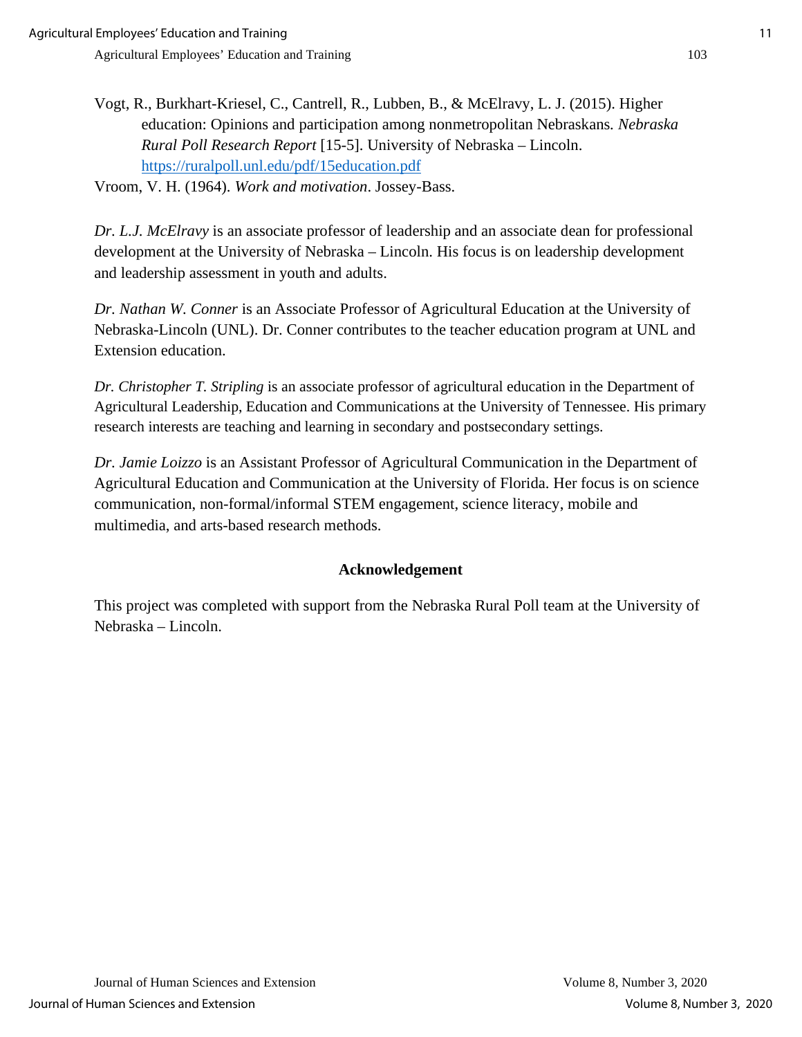Vogt, R., Burkhart-Kriesel, C., Cantrell, R., Lubben, B., & McElravy, L. J. (2015). Higher education: Opinions and participation among nonmetropolitan Nebraskans. *Nebraska Rural Poll Research Report* [15-5]. University of Nebraska – Lincoln. https://ruralpoll.unl.edu/pdf/15education.pdf

Vroom, V. H. (1964). *Work and motivation*. Jossey-Bass.

*Dr. L.J. McElravy* is an associate professor of leadership and an associate dean for professional development at the University of Nebraska – Lincoln. His focus is on leadership development and leadership assessment in youth and adults.

*Dr. Nathan W. Conner* is an Associate Professor of Agricultural Education at the University of Nebraska-Lincoln (UNL). Dr. Conner contributes to the teacher education program at UNL and Extension education.

*Dr. Christopher T. Stripling* is an associate professor of agricultural education in the Department of Agricultural Leadership, Education and Communications at the University of Tennessee. His primary research interests are teaching and learning in secondary and postsecondary settings.

*Dr. Jamie Loizzo* is an Assistant Professor of Agricultural Communication in the Department of Agricultural Education and Communication at the University of Florida. Her focus is on science communication, non-formal/informal STEM engagement, science literacy, mobile and multimedia, and arts-based research methods.

## Acknowledgement

This project was completed with support from the Nebraska Rural Poll team at the University of Nebraska – Lincoln.